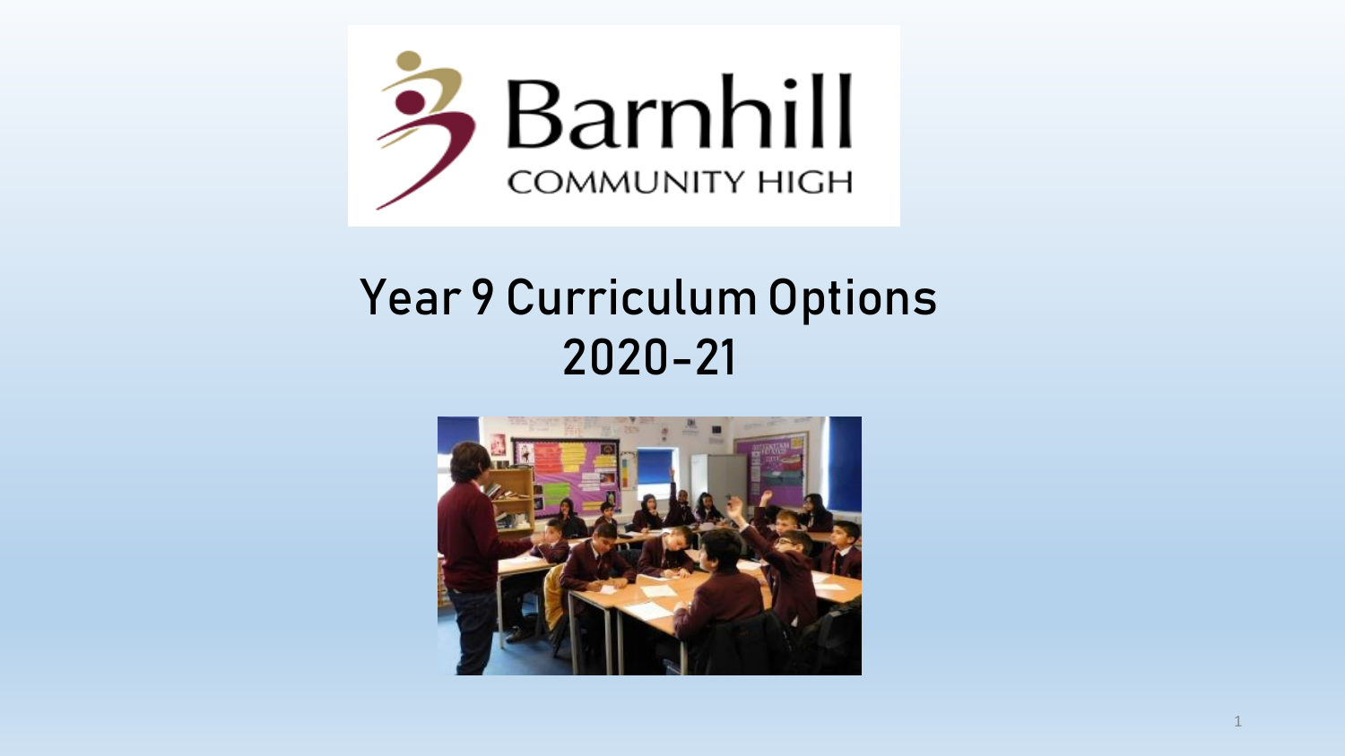Barnhill

COMMUNITY HIGH

# Year 9 Curriculum Options 2020-21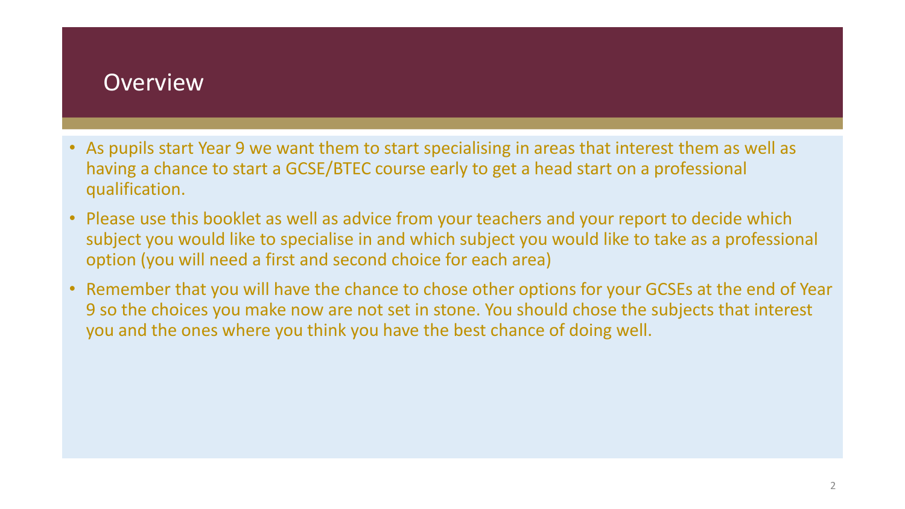# Overview

- As pupils start Year 9 we want them to start specialising in areas that interest them as well as having a chance to start a GCSE/BTEC course early to get a head start on a professional qualification.
- Please use this booklet as well as advice from your teachers and your report to decide which subject you would like to specialise in and which subject you would like to take as a professional option (you will need a first and second choice for each area)
- Remember that you will have the chance to chose other options for your GCSEs at the end of Year 9 so the choices you make now are not set in stone. You should chose the subjects that interest you and the ones where you think you have the best chance of doing well.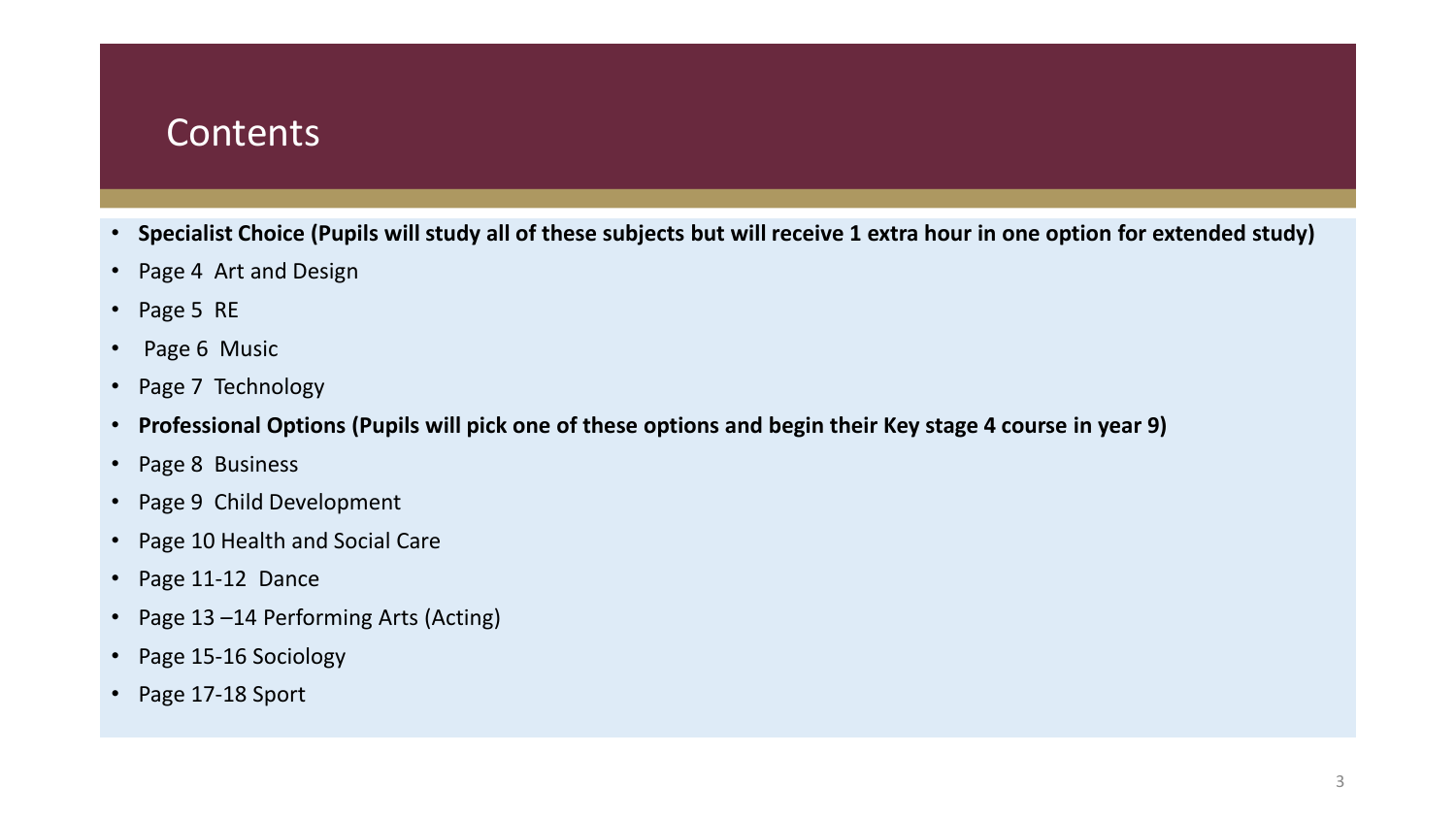# Contents

- **Specialist Choice (Pupils will study all of these subjects but will receive 1 extra hour in one option for extended study)**
- Page 4  Art and Design
- Page 5  RE
- Page 6  Music
- Page 7  Technology
- **Professional Options (Pupils will pick one of these options and begin their Key stage 4 course in year 9)**
- Page 8  Business
- Page 9  Child Development
- Page 10 Health and Social Care
- Page 11-12  Dance
- Page 13 –14 Performing Arts (Acting)
- Page 15-16 Sociology
- Page 17-18 Sport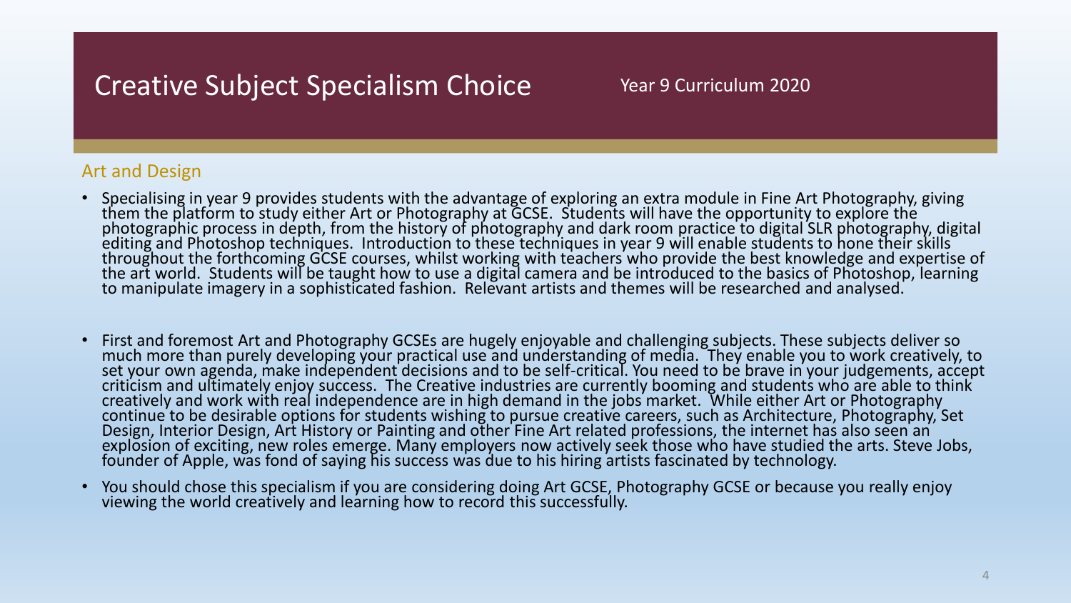# Creative Subject Specialism Choice

Year 9 Curriculum 2020

## Art and Design

- Specialising in year 9 provides students with the advantage of exploring an extra module in Fine Art Photography, giving them the platform to study either Art or Photography at GCSE. Students will have the opportunity to explore the photographic process in depth, from the history of photography and dark room practice to digital SLR photography, digital editing and Photoshop techniques. Introduction to these techniques in year 9 will enable students to hone their skills throughout the forthcoming GCSE courses, whilst working with teachers who provide the best knowledge and expertise of the art world. Students will be taught how to use a digital camera and be introduced to the basics of Photoshop, learning to manipulate imagery in a sophisticated fashion. Relevant artists and themes will be researched and analysed.

- First and foremost Art and Photography GCSEs are hugely enjoyable and challenging subjects. These subjects deliver so much more than purely developing your practical use and understanding of media. They enable you to work creatively, to set your own agenda, make independent decisions and to be self-critical. You need to be brave in your judgements, accept criticism and ultimately enjoy success. The Creative industries are currently booming and students who are able to think creatively and work with real independence are in high demand in the jobs market. While either Art or Photography continue to be desirable options for students wishing to pursue creative careers, such as Architecture, Photography, Set Design, Interior Design, Art History or Painting and other Fine Art related professions, the internet has also seen an explosion of exciting, new roles emerge. Many employers now actively seek those who have studied the arts. Steve Jobs, founder of Apple, was fond of saying his success was due to his hiring artists fascinated by technology.

- You should chose this specialism if you are considering doing Art GCSE, Photography GCSE or because you really enjoy viewing the world creatively and learning how to record this successfully.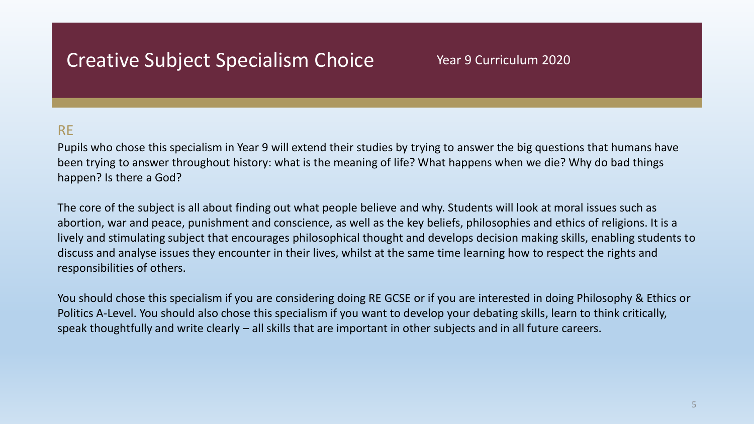# Creative Subject Specialism Choice

Year 9 Curriculum 2020

## RE

Pupils who chose this specialism in Year 9 will extend their studies by trying to answer the big questions that humans have been trying to answer throughout history: what is the meaning of life? What happens when we die? Why do bad things happen? Is there a God?

The core of the subject is all about finding out what people believe and why. Students will look at moral issues such as abortion, war and peace, punishment and conscience, as well as the key beliefs, philosophies and ethics of religions. It is a lively and stimulating subject that encourages philosophical thought and develops decision making skills, enabling students to discuss and analyse issues they encounter in their lives, whilst at the same time learning how to respect the rights and responsibilities of others.

You should chose this specialism if you are considering doing RE GCSE or if you are interested in doing Philosophy & Ethics or Politics A-Level. You should also chose this specialism if you want to develop your debating skills, learn to think critically, speak thoughtfully and write clearly – all skills that are important in other subjects and in all future careers.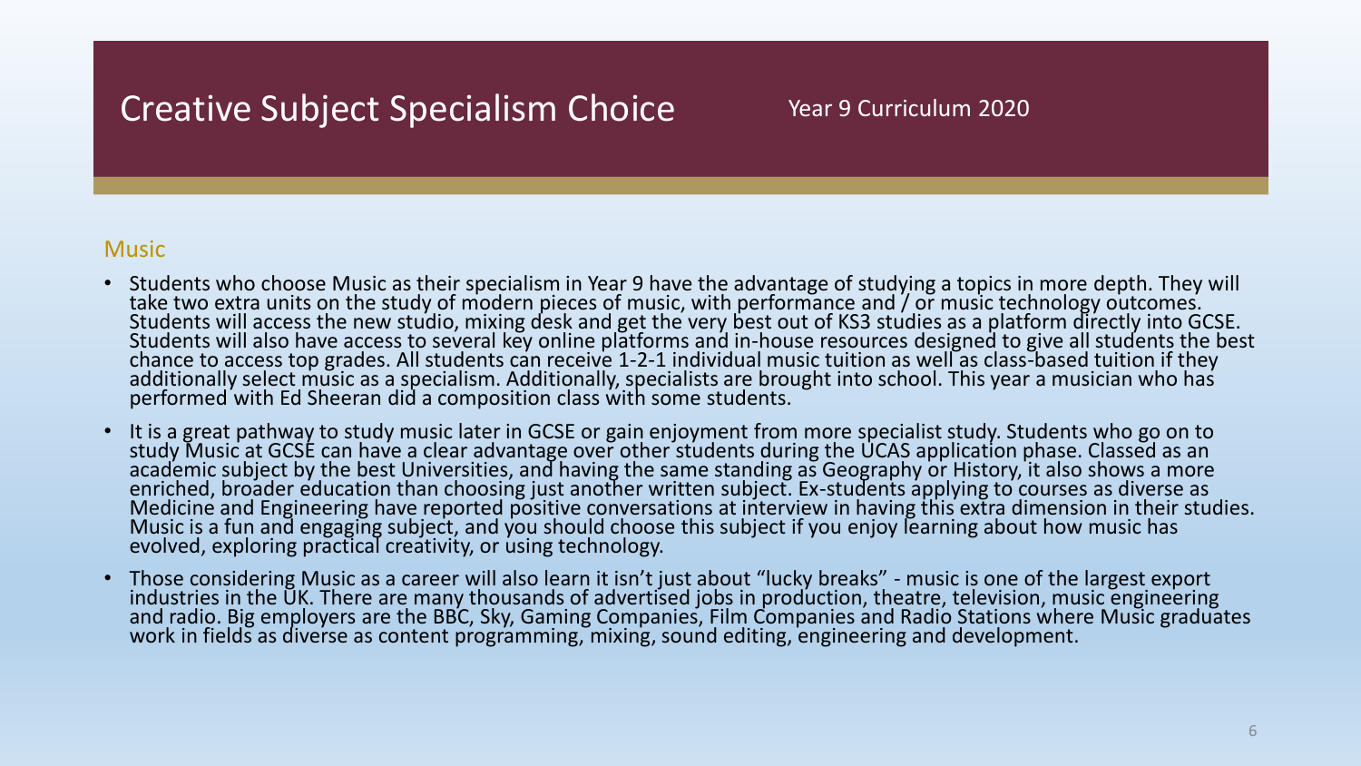# Creative Subject Specialism Choice

Year 9 Curriculum 2020

## Music

- Students who choose Music as their specialism in Year 9 have the advantage of studying a topics in more depth. They will take two extra units on the study of modern pieces of music, with performance and / or music technology outcomes. Students will access the new studio, mixing desk and get the very best out of KS3 studies as a platform directly into GCSE. Students will also have access to several key online platforms and in-house resources designed to give all students the best chance to access top grades. All students can receive 1-2-1 individual music tuition as well as class-based tuition if they additionally select music as a specialism. Additionally, specialists are brought into school. This year a musician who has performed with Ed Sheeran did a composition class with some students.
- It is a great pathway to study music later in GCSE or gain enjoyment from more specialist study. Students who go on to study Music at GCSE can have a clear advantage over other students during the UCAS application phase. Classed as an academic subject by the best Universities, and having the same standing as Geography or History, it also shows a more enriched, broader education than choosing just another written subject. Ex-students applying to courses as diverse as Medicine and Engineering have reported positive conversations at interview in having this extra dimension in their studies. Music is a fun and engaging subject, and you should choose this subject if you enjoy learning about how music has evolved, exploring practical creativity, or using technology.
- Those considering Music as a career will also learn it isn't just about "lucky breaks" - music is one of the largest export industries in the UK. There are many thousands of advertised jobs in production, theatre, television, music engineering and radio. Big employers are the BBC, Sky, Gaming Companies, Film Companies and Radio Stations where Music graduates work in fields as diverse as content programming, mixing, sound editing, engineering and development.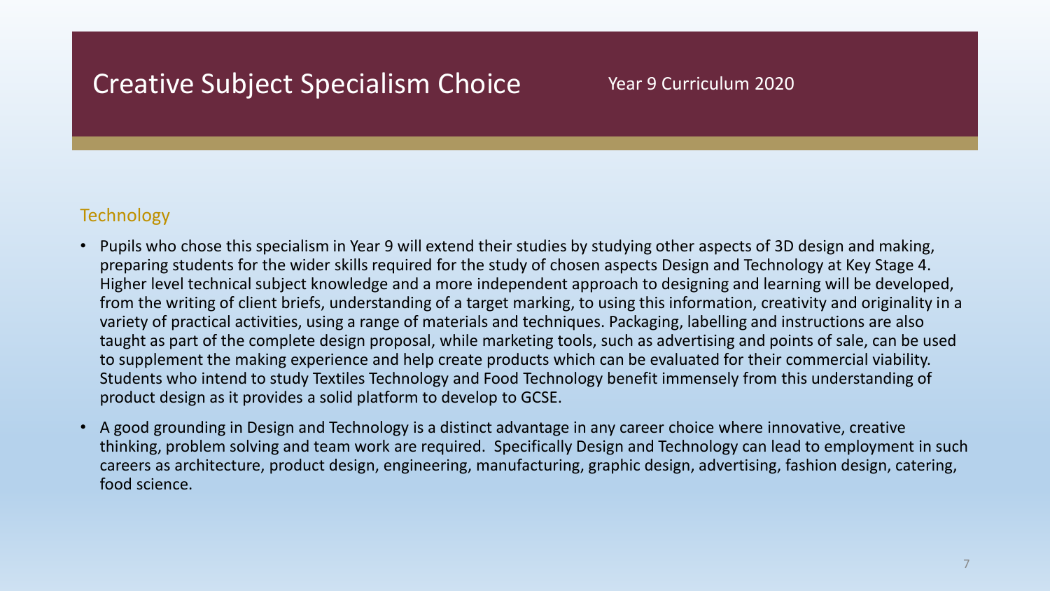# Creative Subject Specialism Choice

Year 9 Curriculum 2020

## Technology

- Pupils who chose this specialism in Year 9 will extend their studies by studying other aspects of 3D design and making, preparing students for the wider skills required for the study of chosen aspects Design and Technology at Key Stage 4. Higher level technical subject knowledge and a more independent approach to designing and learning will be developed, from the writing of client briefs, understanding of a target marking, to using this information, creativity and originality in a variety of practical activities, using a range of materials and techniques. Packaging, labelling and instructions are also taught as part of the complete design proposal, while marketing tools, such as advertising and points of sale, can be used to supplement the making experience and help create products which can be evaluated for their commercial viability. Students who intend to study Textiles Technology and Food Technology benefit immensely from this understanding of product design as it provides a solid platform to develop to GCSE.
- A good grounding in Design and Technology is a distinct advantage in any career choice where innovative, creative thinking, problem solving and team work are required. Specifically Design and Technology can lead to employment in such careers as architecture, product design, engineering, manufacturing, graphic design, advertising, fashion design, catering, food science.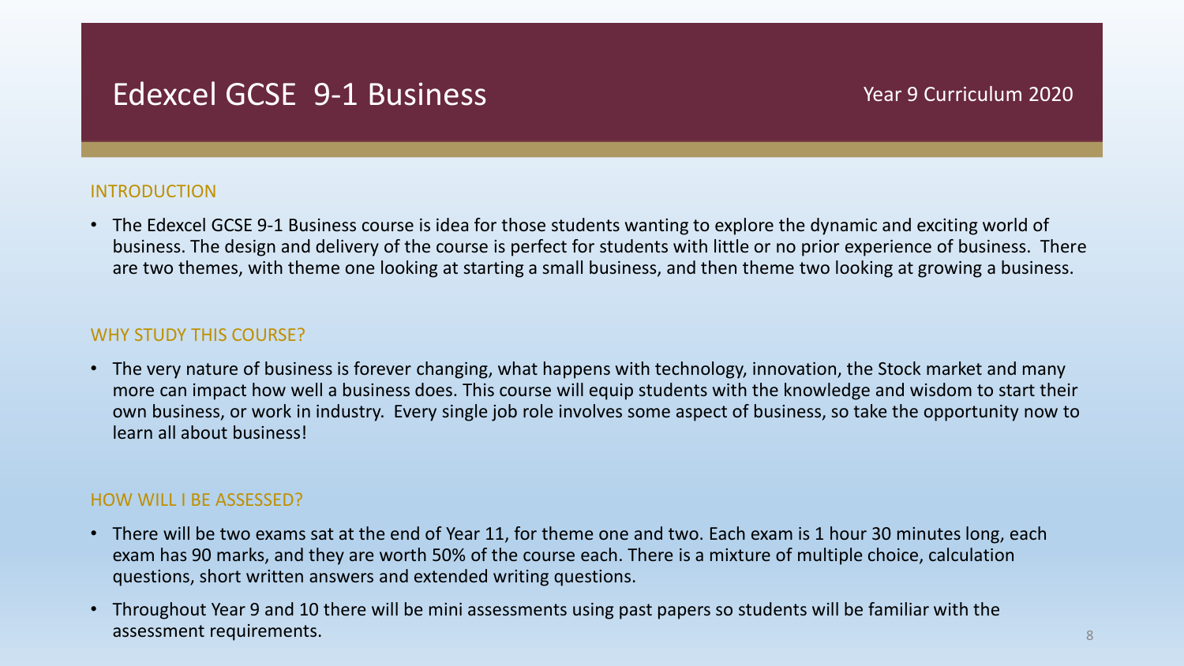# Edexcel GCSE 9-1 Business

Year 9 Curriculum 2020

## INTRODUCTION

- The Edexcel GCSE 9-1 Business course is idea for those students wanting to explore the dynamic and exciting world of business. The design and delivery of the course is perfect for students with little or no prior experience of business. There are two themes, with theme one looking at starting a small business, and then theme two looking at growing a business.

## WHY STUDY THIS COURSE?

- The very nature of business is forever changing, what happens with technology, innovation, the Stock market and many more can impact how well a business does. This course will equip students with the knowledge and wisdom to start their own business, or work in industry. Every single job role involves some aspect of business, so take the opportunity now to learn all about business!

## HOW WILL I BE ASSESSED?

- There will be two exams sat at the end of Year 11, for theme one and two. Each exam is 1 hour 30 minutes long, each exam has 90 marks, and they are worth 50% of the course each. There is a mixture of multiple choice, calculation questions, short written answers and extended writing questions.
- Throughout Year 9 and 10 there will be mini assessments using past papers so students will be familiar with the assessment requirements.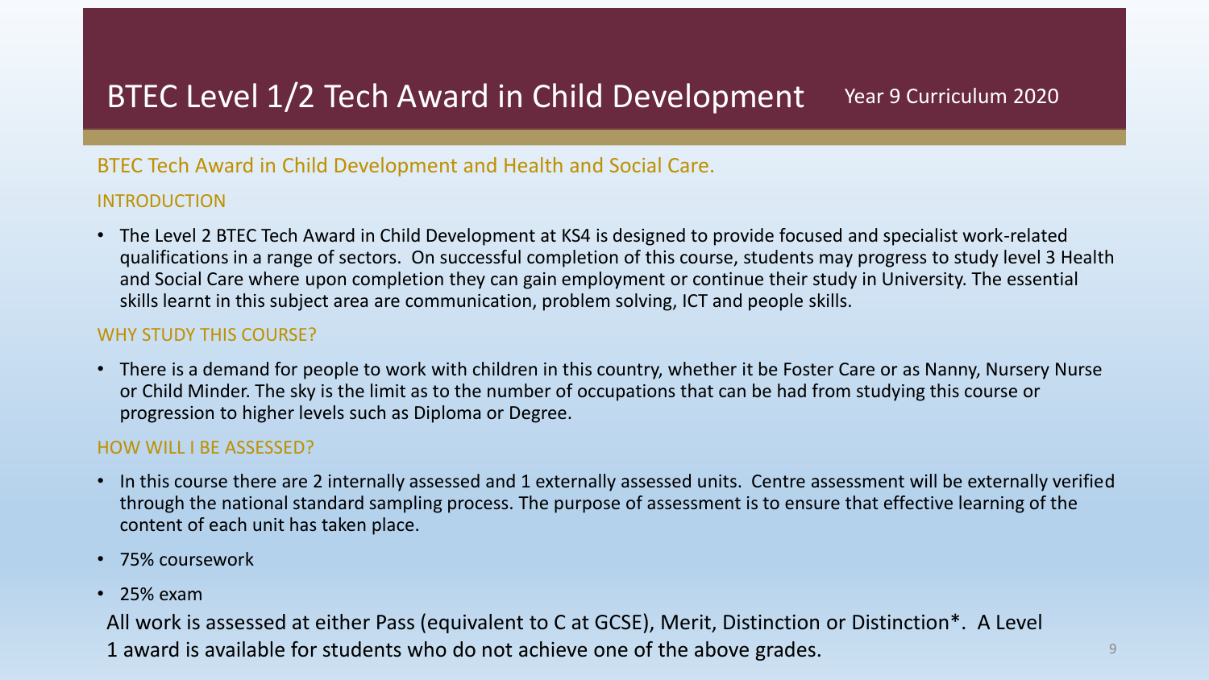# BTEC Level 1/2 Tech Award in Child Development

Year 9 Curriculum 2020

## BTEC Tech Award in Child Development and Health and Social Care.

### INTRODUCTION

- The Level 2 BTEC Tech Award in Child Development at KS4 is designed to provide focused and specialist work-related qualifications in a range of sectors. On successful completion of this course, students may progress to study level 3 Health and Social Care where upon completion they can gain employment or continue their study in University. The essential skills learnt in this subject area are communication, problem solving, ICT and people skills.

### WHY STUDY THIS COURSE?

- There is a demand for people to work with children in this country, whether it be Foster Care or as Nanny, Nursery Nurse or Child Minder. The sky is the limit as to the number of occupations that can be had from studying this course or progression to higher levels such as Diploma or Degree.

### HOW WILL I BE ASSESSED?

- In this course there are 2 internally assessed and 1 externally assessed units. Centre assessment will be externally verified through the national standard sampling process. The purpose of assessment is to ensure that effective learning of the content of each unit has taken place.
- 75% coursework
- 25% exam

All work is assessed at either Pass (equivalent to C at GCSE), Merit, Distinction or Distinction*. A Level 1 award is available for students who do not achieve one of the above grades.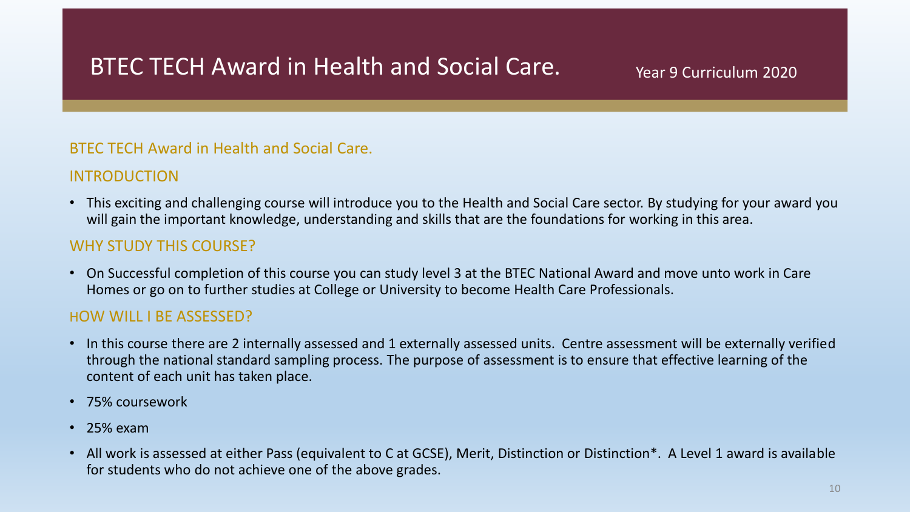# BTEC TECH Award in Health and Social Care.

Year 9 Curriculum 2020

## BTEC TECH Award in Health and Social Care.

### INTRODUCTION

- This exciting and challenging course will introduce you to the Health and Social Care sector. By studying for your award you will gain the important knowledge, understanding and skills that are the foundations for working in this area.

### WHY STUDY THIS COURSE?

- On Successful completion of this course you can study level 3 at the BTEC National Award and move unto work in Care Homes or go on to further studies at College or University to become Health Care Professionals.

### HOW WILL I BE ASSESSED?

- In this course there are 2 internally assessed and 1 externally assessed units. Centre assessment will be externally verified through the national standard sampling process. The purpose of assessment is to ensure that effective learning of the content of each unit has taken place.
- 75% coursework
- 25% exam
- All work is assessed at either Pass (equivalent to C at GCSE), Merit, Distinction or Distinction*. A Level 1 award is available for students who do not achieve one of the above grades.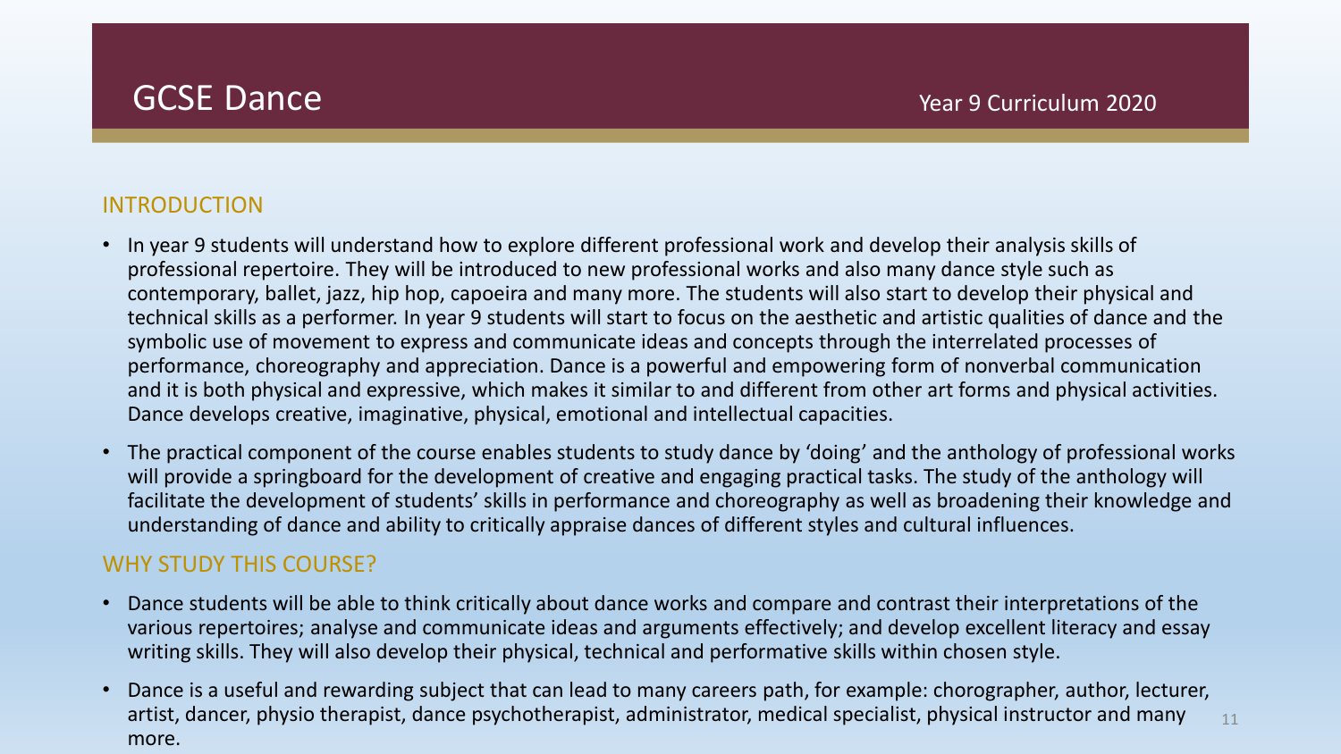# GCSE Dance

Year 9 Curriculum 2020

## INTRODUCTION

- In year 9 students will understand how to explore different professional work and develop their analysis skills of professional repertoire. They will be introduced to new professional works and also many dance style such as contemporary, ballet, jazz, hip hop, capoeira and many more. The students will also start to develop their physical and technical skills as a performer. In year 9 students will start to focus on the aesthetic and artistic qualities of dance and the symbolic use of movement to express and communicate ideas and concepts through the interrelated processes of performance, choreography and appreciation. Dance is a powerful and empowering form of nonverbal communication and it is both physical and expressive, which makes it similar to and different from other art forms and physical activities. Dance develops creative, imaginative, physical, emotional and intellectual capacities.
- The practical component of the course enables students to study dance by 'doing' and the anthology of professional works will provide a springboard for the development of creative and engaging practical tasks. The study of the anthology will facilitate the development of students' skills in performance and choreography as well as broadening their knowledge and understanding of dance and ability to critically appraise dances of different styles and cultural influences.

## WHY STUDY THIS COURSE?

- Dance students will be able to think critically about dance works and compare and contrast their interpretations of the various repertoires; analyse and communicate ideas and arguments effectively; and develop excellent literacy and essay writing skills. They will also develop their physical, technical and performative skills within chosen style.
- Dance is a useful and rewarding subject that can lead to many careers path, for example: chorographer, author, lecturer, artist, dancer, physio therapist, dance psychotherapist, administrator, medical specialist, physical instructor and many more.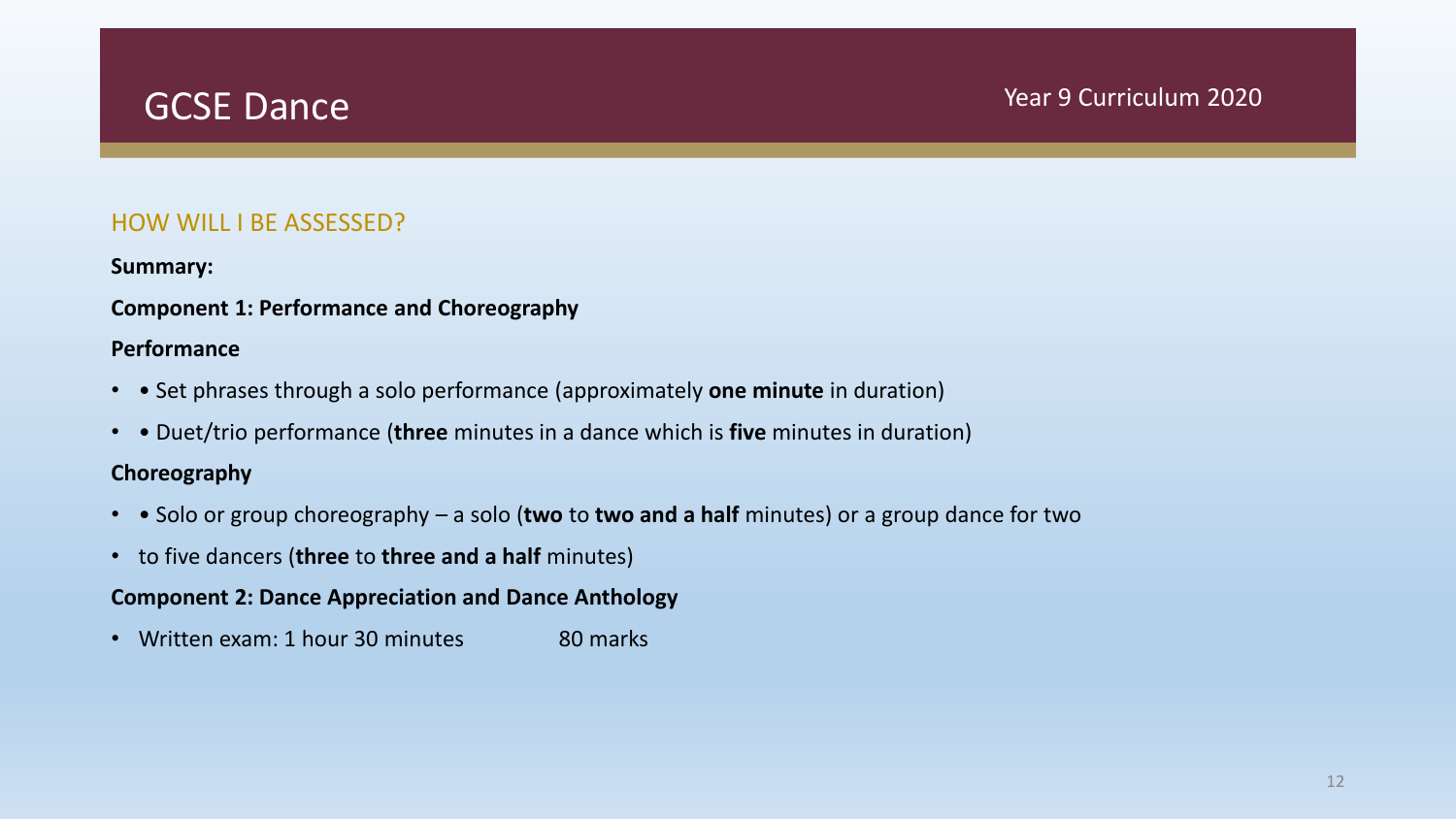# GCSE Dance

Year 9 Curriculum 2020

## HOW WILL I BE ASSESSED?

**Summary:**

**Component 1: Performance and Choreography**

**Performance**

- • Set phrases through a solo performance (approximately **one minute** in duration)
- • Duet/trio performance (**three** minutes in a dance which is **five** minutes in duration)

**Choreography**

- • Solo or group choreography – a solo (**two** to **two and a half** minutes) or a group dance for two
- to five dancers (**three** to **three and a half** minutes)

**Component 2: Dance Appreciation and Dance Anthology**

- Written exam: 1 hour 30 minutes 80 marks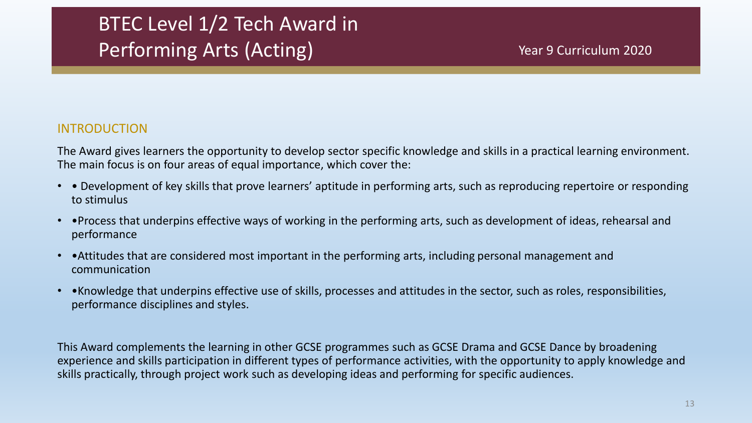# BTEC Level 1/2 Tech Award in Performing Arts (Acting)

Year 9 Curriculum 2020

## INTRODUCTION

The Award gives learners the opportunity to develop sector specific knowledge and skills in a practical learning environment. The main focus is on four areas of equal importance, which cover the:

- • Development of key skills that prove learners' aptitude in performing arts, such as reproducing repertoire or responding to stimulus
- •Process that underpins effective ways of working in the performing arts, such as development of ideas, rehearsal and performance
- •Attitudes that are considered most important in the performing arts, including personal management and communication
- •Knowledge that underpins effective use of skills, processes and attitudes in the sector, such as roles, responsibilities, performance disciplines and styles.

This Award complements the learning in other GCSE programmes such as GCSE Drama and GCSE Dance by broadening experience and skills participation in different types of performance activities, with the opportunity to apply knowledge and skills practically, through project work such as developing ideas and performing for specific audiences.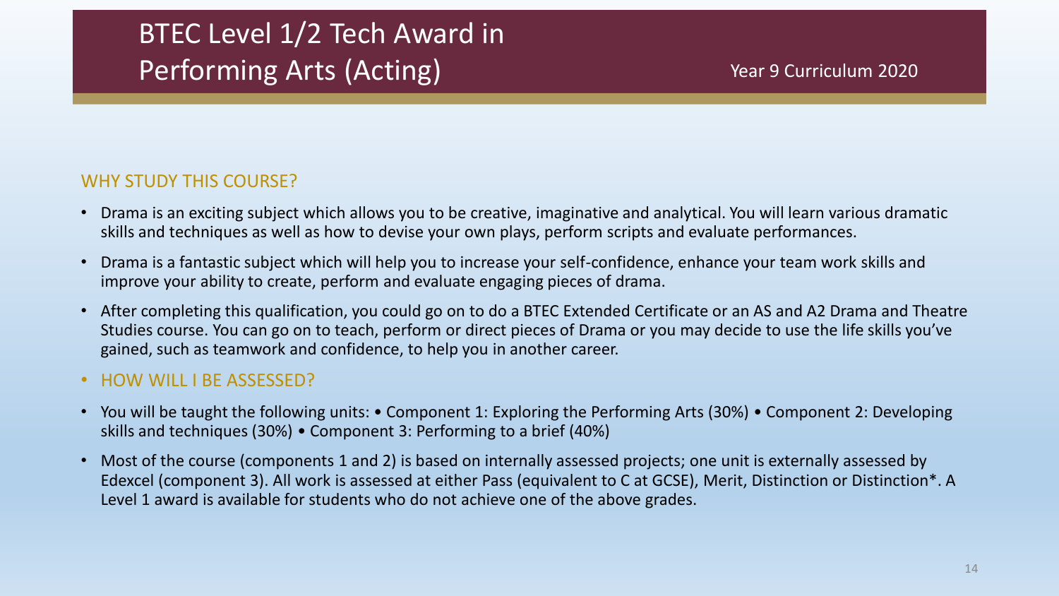# BTEC Level 1/2 Tech Award in Performing Arts (Acting)

Year 9 Curriculum 2020

## WHY STUDY THIS COURSE?

- Drama is an exciting subject which allows you to be creative, imaginative and analytical. You will learn various dramatic skills and techniques as well as how to devise your own plays, perform scripts and evaluate performances.
- Drama is a fantastic subject which will help you to increase your self-confidence, enhance your team work skills and improve your ability to create, perform and evaluate engaging pieces of drama.
- After completing this qualification, you could go on to do a BTEC Extended Certificate or an AS and A2 Drama and Theatre Studies course. You can go on to teach, perform or direct pieces of Drama or you may decide to use the life skills you've gained, such as teamwork and confidence, to help you in another career.

## HOW WILL I BE ASSESSED?

- You will be taught the following units: • Component 1: Exploring the Performing Arts (30%) • Component 2: Developing skills and techniques (30%) • Component 3: Performing to a brief (40%)
- Most of the course (components 1 and 2) is based on internally assessed projects; one unit is externally assessed by Edexcel (component 3). All work is assessed at either Pass (equivalent to C at GCSE), Merit, Distinction or Distinction*. A Level 1 award is available for students who do not achieve one of the above grades.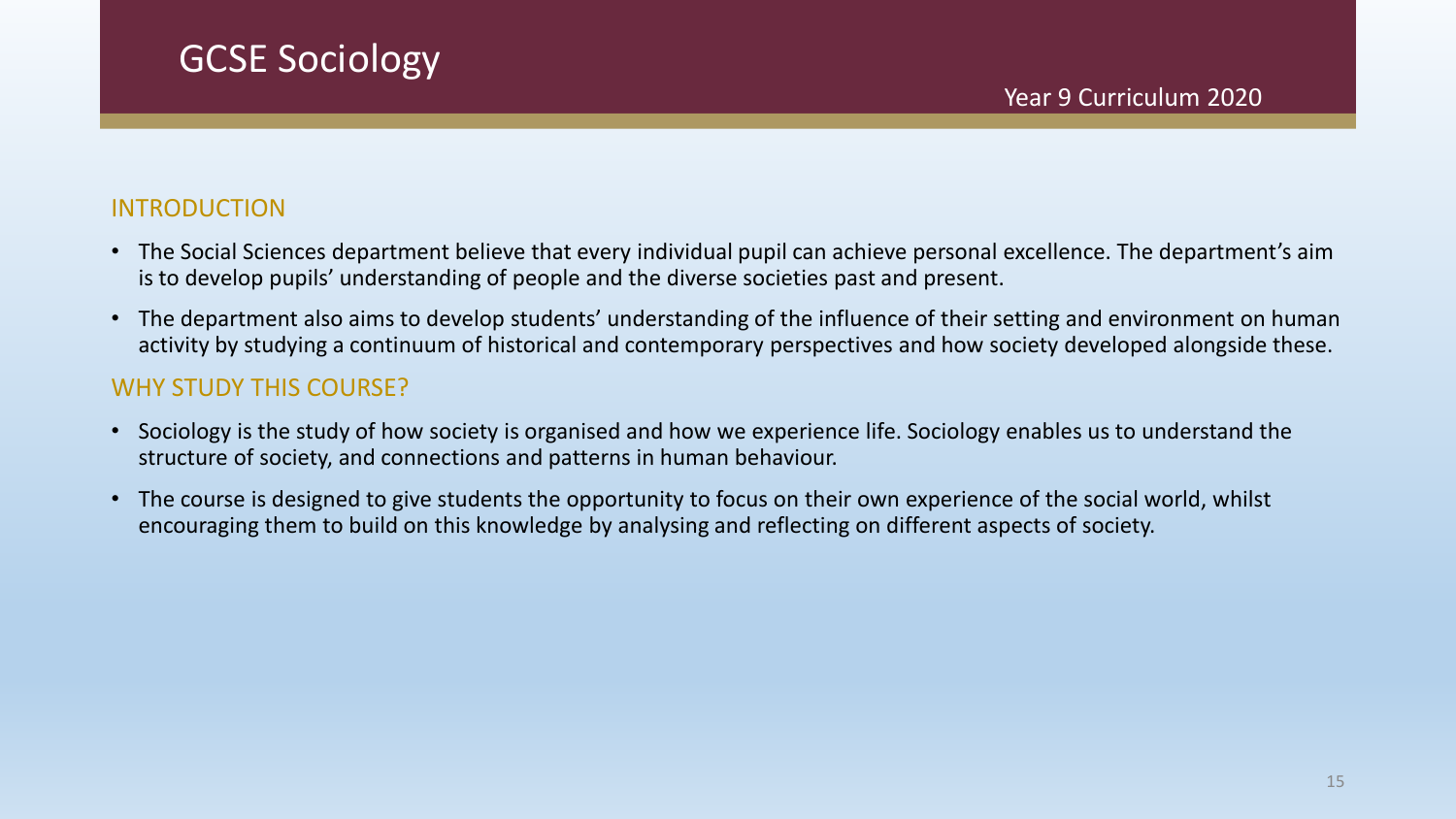# GCSE Sociology

Year 9 Curriculum 2020

## INTRODUCTION

- The Social Sciences department believe that every individual pupil can achieve personal excellence. The department's aim is to develop pupils' understanding of people and the diverse societies past and present.
- The department also aims to develop students' understanding of the influence of their setting and environment on human activity by studying a continuum of historical and contemporary perspectives and how society developed alongside these.

## WHY STUDY THIS COURSE?

- Sociology is the study of how society is organised and how we experience life. Sociology enables us to understand the structure of society, and connections and patterns in human behaviour.
- The course is designed to give students the opportunity to focus on their own experience of the social world, whilst encouraging them to build on this knowledge by analysing and reflecting on different aspects of society.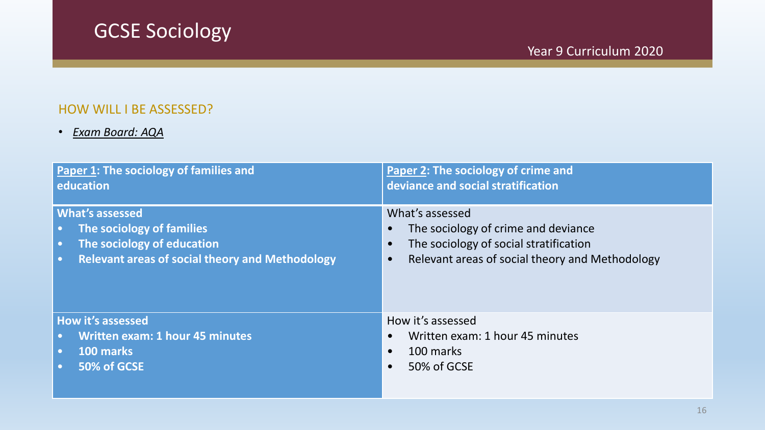# GCSE Sociology

Year 9 Curriculum 2020

## HOW WILL I BE ASSESSED?

- *Exam Board: AQA*

| **Paper 1: The sociology of families and education** | **Paper 2: The sociology of crime and deviance and social stratification** |
|---|---|
| **What's assessed**<br>• **The sociology of families**<br>• **The sociology of education**<br>• **Relevant areas of social theory and Methodology** | What's assessed<br>• The sociology of crime and deviance<br>• The sociology of social stratification<br>• Relevant areas of social theory and Methodology |
| **How it's assessed**<br>• **Written exam: 1 hour 45 minutes**<br>• **100 marks**<br>• **50% of GCSE** | How it's assessed<br>• Written exam: 1 hour 45 minutes<br>• 100 marks<br>• 50% of GCSE |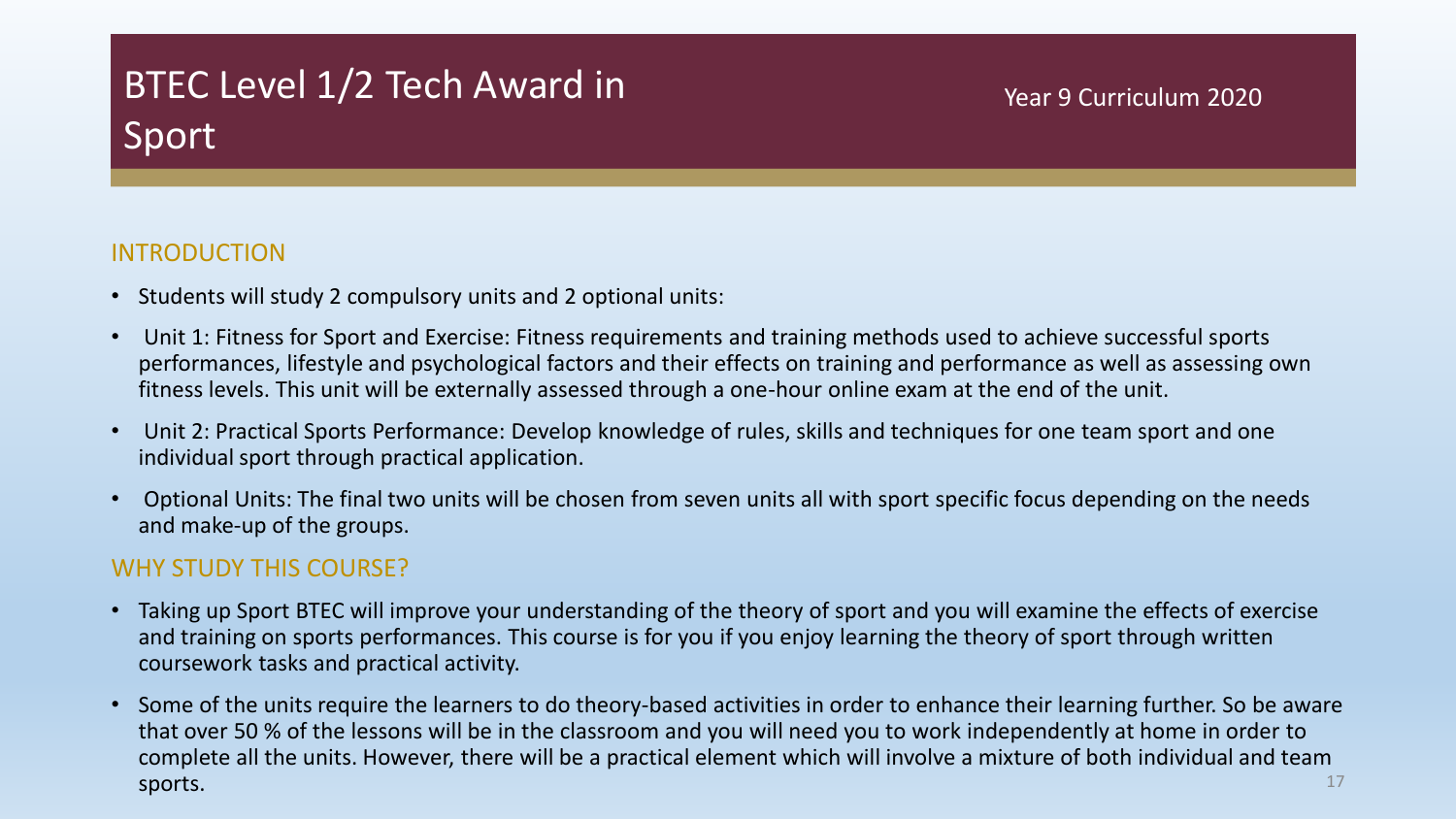# BTEC Level 1/2 Tech Award in Sport

Year 9 Curriculum 2020

## INTRODUCTION

- Students will study 2 compulsory units and 2 optional units:
- Unit 1: Fitness for Sport and Exercise: Fitness requirements and training methods used to achieve successful sports performances, lifestyle and psychological factors and their effects on training and performance as well as assessing own fitness levels. This unit will be externally assessed through a one-hour online exam at the end of the unit.
- Unit 2: Practical Sports Performance: Develop knowledge of rules, skills and techniques for one team sport and one individual sport through practical application.
- Optional Units: The final two units will be chosen from seven units all with sport specific focus depending on the needs and make-up of the groups.

## WHY STUDY THIS COURSE?

- Taking up Sport BTEC will improve your understanding of the theory of sport and you will examine the effects of exercise and training on sports performances. This course is for you if you enjoy learning the theory of sport through written coursework tasks and practical activity.
- Some of the units require the learners to do theory-based activities in order to enhance their learning further. So be aware that over 50 % of the lessons will be in the classroom and you will need you to work independently at home in order to complete all the units. However, there will be a practical element which will involve a mixture of both individual and team sports.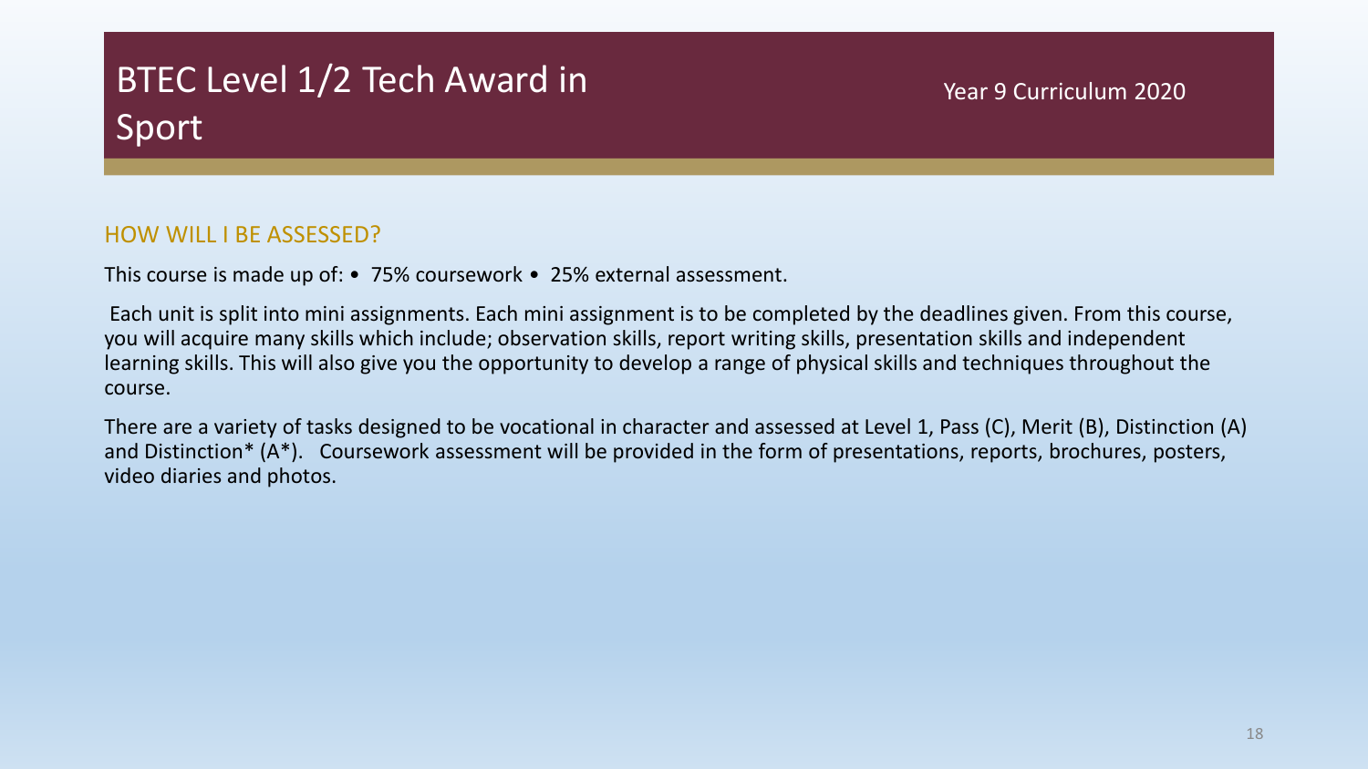# BTEC Level 1/2 Tech Award in Sport

Year 9 Curriculum 2020

## HOW WILL I BE ASSESSED?

This course is made up of: • 75% coursework • 25% external assessment.

Each unit is split into mini assignments. Each mini assignment is to be completed by the deadlines given. From this course, you will acquire many skills which include; observation skills, report writing skills, presentation skills and independent learning skills. This will also give you the opportunity to develop a range of physical skills and techniques throughout the course.

There are a variety of tasks designed to be vocational in character and assessed at Level 1, Pass (C), Merit (B), Distinction (A) and Distinction* (A*). Coursework assessment will be provided in the form of presentations, reports, brochures, posters, video diaries and photos.